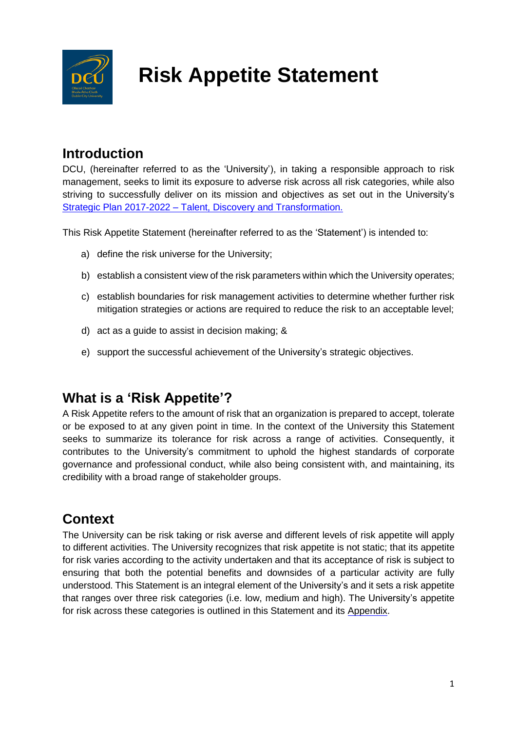# Risk Appetite Statement

## Introduction

DCU, (hereinafter referred to as the 'University'), in taking a responsible approach to risk management, seeks to limit its exposure to adverse risk across all risk categories, while also striving to successfully deliver on its mission and objectives as set out in the University's [Strategic Plan 2017-2022 – Talent, Discovery and Transformation.]()

This Risk Appetite Statement (hereinafter referred to as the 'Statement') is intended to:

a) define the risk universe for the University;

b) establish a consistent view of the risk parameters within which the University operates;

c) establish boundaries for risk management activities to determine whether further risk mitigation strategies or actions are required to reduce the risk to an acceptable level;

d) act as a guide to assist in decision making; &

e) support the successful achievement of the University's strategic objectives.

## What is a 'Risk Appetite'?

A Risk Appetite refers to the amount of risk that an organization is prepared to accept, tolerate or be exposed to at any given point in time. In the context of the University this Statement seeks to summarize its tolerance for risk across a range of activities. Consequently, it contributes to the University's commitment to uphold the highest standards of corporate governance and professional conduct, while also being consistent with, and maintaining, its credibility with a broad range of stakeholder groups.

## Context

The University can be risk taking or risk averse and different levels of risk appetite will apply to different activities. The University recognizes that risk appetite is not static; that its appetite for risk varies according to the activity undertaken and that its acceptance of risk is subject to ensuring that both the potential benefits and downsides of a particular activity are fully understood. This Statement is an integral element of the University's and it sets a risk appetite that ranges over three risk categories (i.e. low, medium and high). The University's appetite for risk across these categories is outlined in this Statement and its Appendix.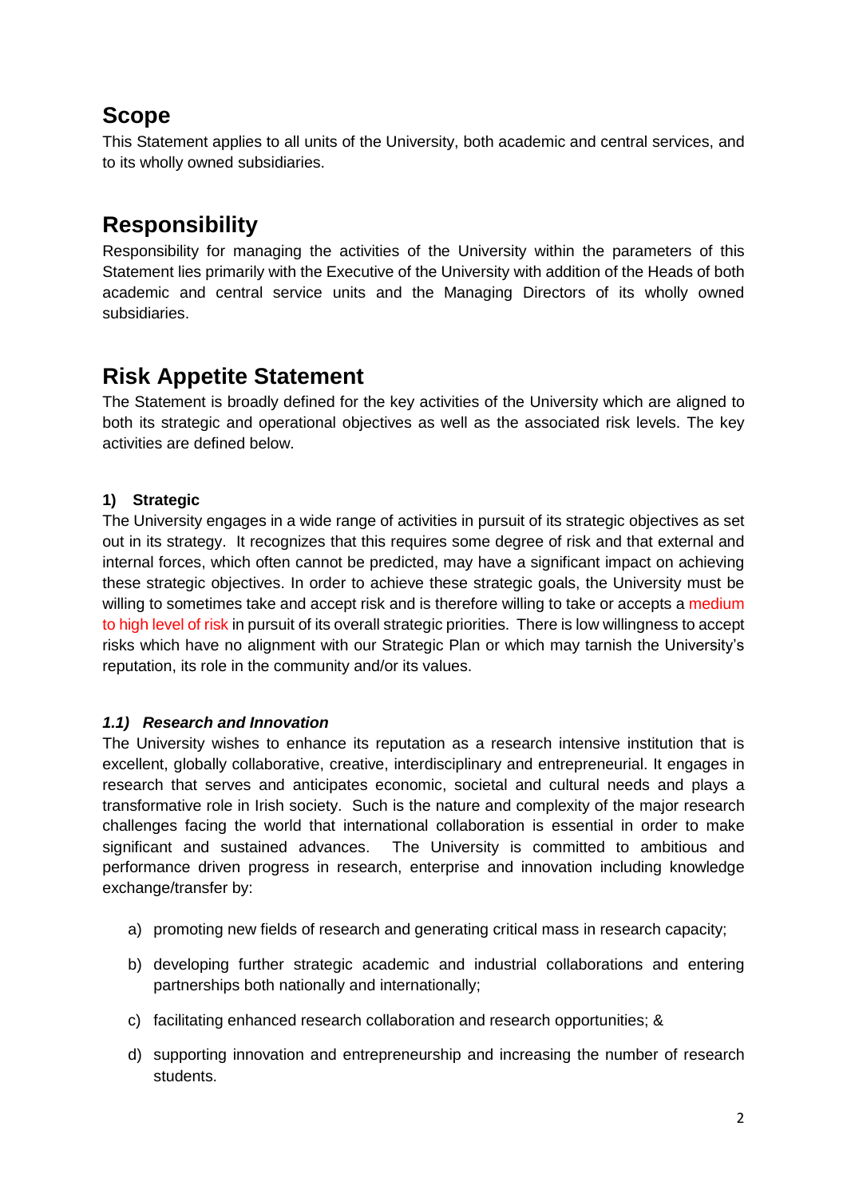## Scope

This Statement applies to all units of the University, both academic and central services, and to its wholly owned subsidiaries.

## Responsibility

Responsibility for managing the activities of the University within the parameters of this Statement lies primarily with the Executive of the University with addition of the Heads of both academic and central service units and the Managing Directors of its wholly owned subsidiaries.

## Risk Appetite Statement

The Statement is broadly defined for the key activities of the University which are aligned to both its strategic and operational objectives as well as the associated risk levels. The key activities are defined below.

### 1) Strategic

The University engages in a wide range of activities in pursuit of its strategic objectives as set out in its strategy. It recognizes that this requires some degree of risk and that external and internal forces, which often cannot be predicted, may have a significant impact on achieving these strategic objectives. In order to achieve these strategic goals, the University must be willing to sometimes take and accept risk and is therefore willing to take or accepts a medium to high level of risk in pursuit of its overall strategic priorities. There is low willingness to accept risks which have no alignment with our Strategic Plan or which may tarnish the University's reputation, its role in the community and/or its values.

#### *1.1) Research and Innovation*

The University wishes to enhance its reputation as a research intensive institution that is excellent, globally collaborative, creative, interdisciplinary and entrepreneurial. It engages in research that serves and anticipates economic, societal and cultural needs and plays a transformative role in Irish society. Such is the nature and complexity of the major research challenges facing the world that international collaboration is essential in order to make significant and sustained advances. The University is committed to ambitious and performance driven progress in research, enterprise and innovation including knowledge exchange/transfer by:

a) promoting new fields of research and generating critical mass in research capacity;

b) developing further strategic academic and industrial collaborations and entering partnerships both nationally and internationally;

c) facilitating enhanced research collaboration and research opportunities; &

d) supporting innovation and entrepreneurship and increasing the number of research students.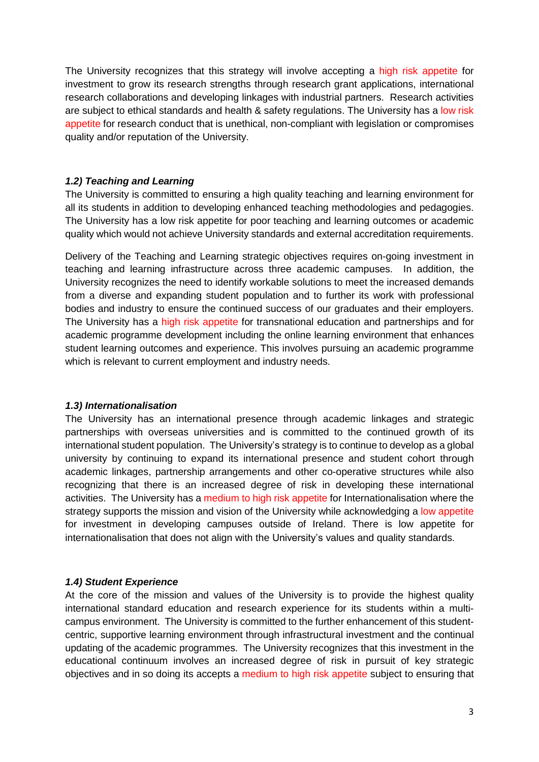The University recognizes that this strategy will involve accepting a high risk appetite for investment to grow its research strengths through research grant applications, international research collaborations and developing linkages with industrial partners. Research activities are subject to ethical standards and health & safety regulations. The University has a low risk appetite for research conduct that is unethical, non-compliant with legislation or compromises quality and/or reputation of the University.

### *1.2) Teaching and Learning*

The University is committed to ensuring a high quality teaching and learning environment for all its students in addition to developing enhanced teaching methodologies and pedagogies. The University has a low risk appetite for poor teaching and learning outcomes or academic quality which would not achieve University standards and external accreditation requirements.

Delivery of the Teaching and Learning strategic objectives requires on-going investment in teaching and learning infrastructure across three academic campuses. In addition, the University recognizes the need to identify workable solutions to meet the increased demands from a diverse and expanding student population and to further its work with professional bodies and industry to ensure the continued success of our graduates and their employers. The University has a high risk appetite for transnational education and partnerships and for academic programme development including the online learning environment that enhances student learning outcomes and experience. This involves pursuing an academic programme which is relevant to current employment and industry needs.

### *1.3) Internationalisation*

The University has an international presence through academic linkages and strategic partnerships with overseas universities and is committed to the continued growth of its international student population. The University's strategy is to continue to develop as a global university by continuing to expand its international presence and student cohort through academic linkages, partnership arrangements and other co-operative structures while also recognizing that there is an increased degree of risk in developing these international activities. The University has a medium to high risk appetite for Internationalisation where the strategy supports the mission and vision of the University while acknowledging a low appetite for investment in developing campuses outside of Ireland. There is low appetite for internationalisation that does not align with the University's values and quality standards.

### *1.4) Student Experience*

At the core of the mission and values of the University is to provide the highest quality international standard education and research experience for its students within a multi-campus environment. The University is committed to the further enhancement of this student-centric, supportive learning environment through infrastructural investment and the continual updating of the academic programmes. The University recognizes that this investment in the educational continuum involves an increased degree of risk in pursuit of key strategic objectives and in so doing its accepts a medium to high risk appetite subject to ensuring that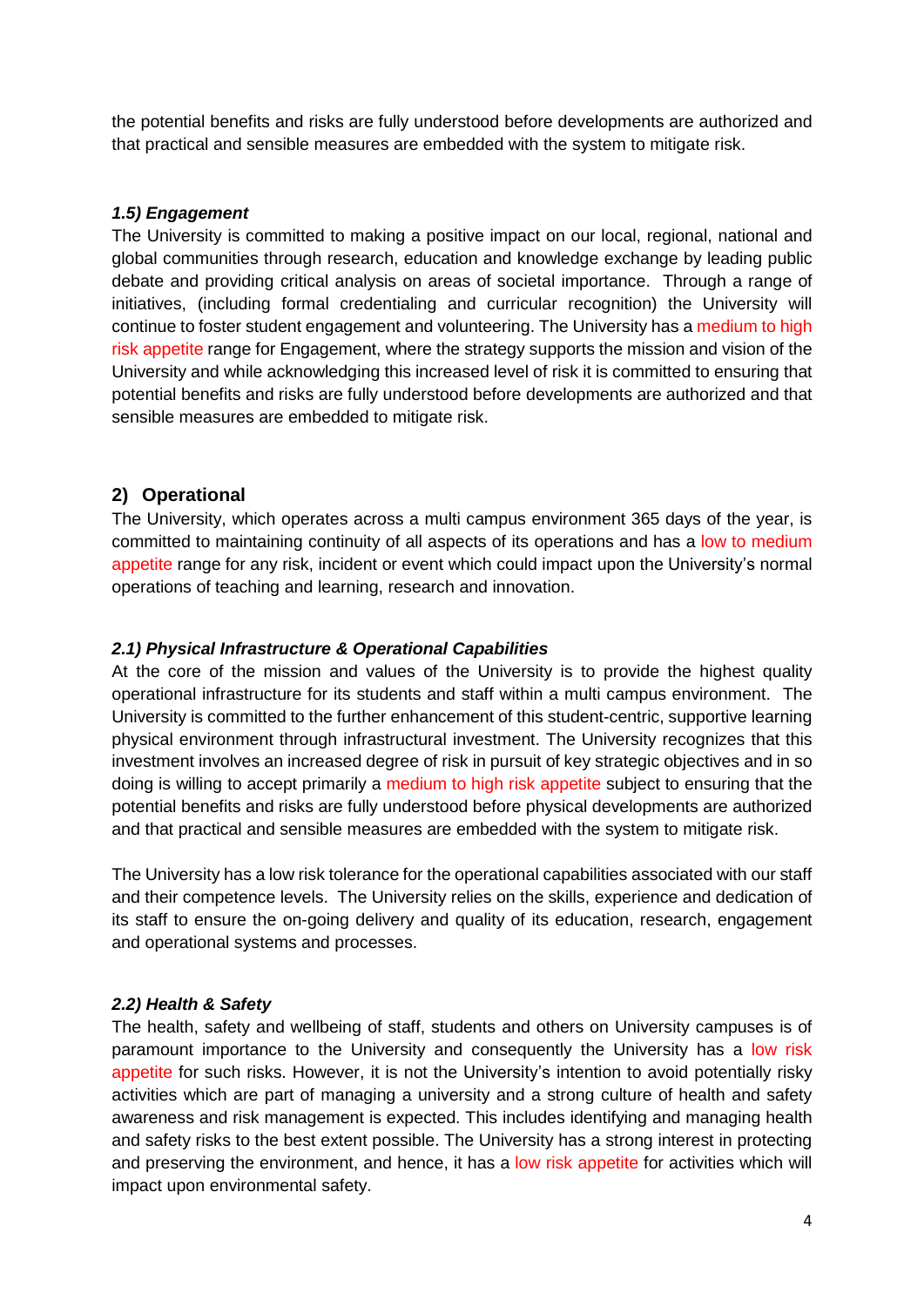the potential benefits and risks are fully understood before developments are authorized and that practical and sensible measures are embedded with the system to mitigate risk.

#### *1.5) Engagement*

The University is committed to making a positive impact on our local, regional, national and global communities through research, education and knowledge exchange by leading public debate and providing critical analysis on areas of societal importance. Through a range of initiatives, (including formal credentialing and curricular recognition) the University will continue to foster student engagement and volunteering. The University has a medium to high risk appetite range for Engagement, where the strategy supports the mission and vision of the University and while acknowledging this increased level of risk it is committed to ensuring that potential benefits and risks are fully understood before developments are authorized and that sensible measures are embedded to mitigate risk.

## 2) Operational

The University, which operates across a multi campus environment 365 days of the year, is committed to maintaining continuity of all aspects of its operations and has a low to medium appetite range for any risk, incident or event which could impact upon the University's normal operations of teaching and learning, research and innovation.

#### *2.1) Physical Infrastructure & Operational Capabilities*

At the core of the mission and values of the University is to provide the highest quality operational infrastructure for its students and staff within a multi campus environment. The University is committed to the further enhancement of this student-centric, supportive learning physical environment through infrastructural investment. The University recognizes that this investment involves an increased degree of risk in pursuit of key strategic objectives and in so doing is willing to accept primarily a medium to high risk appetite subject to ensuring that the potential benefits and risks are fully understood before physical developments are authorized and that practical and sensible measures are embedded with the system to mitigate risk.

The University has a low risk tolerance for the operational capabilities associated with our staff and their competence levels. The University relies on the skills, experience and dedication of its staff to ensure the on-going delivery and quality of its education, research, engagement and operational systems and processes.

#### *2.2) Health & Safety*

The health, safety and wellbeing of staff, students and others on University campuses is of paramount importance to the University and consequently the University has a low risk appetite for such risks. However, it is not the University's intention to avoid potentially risky activities which are part of managing a university and a strong culture of health and safety awareness and risk management is expected. This includes identifying and managing health and safety risks to the best extent possible. The University has a strong interest in protecting and preserving the environment, and hence, it has a low risk appetite for activities which will impact upon environmental safety.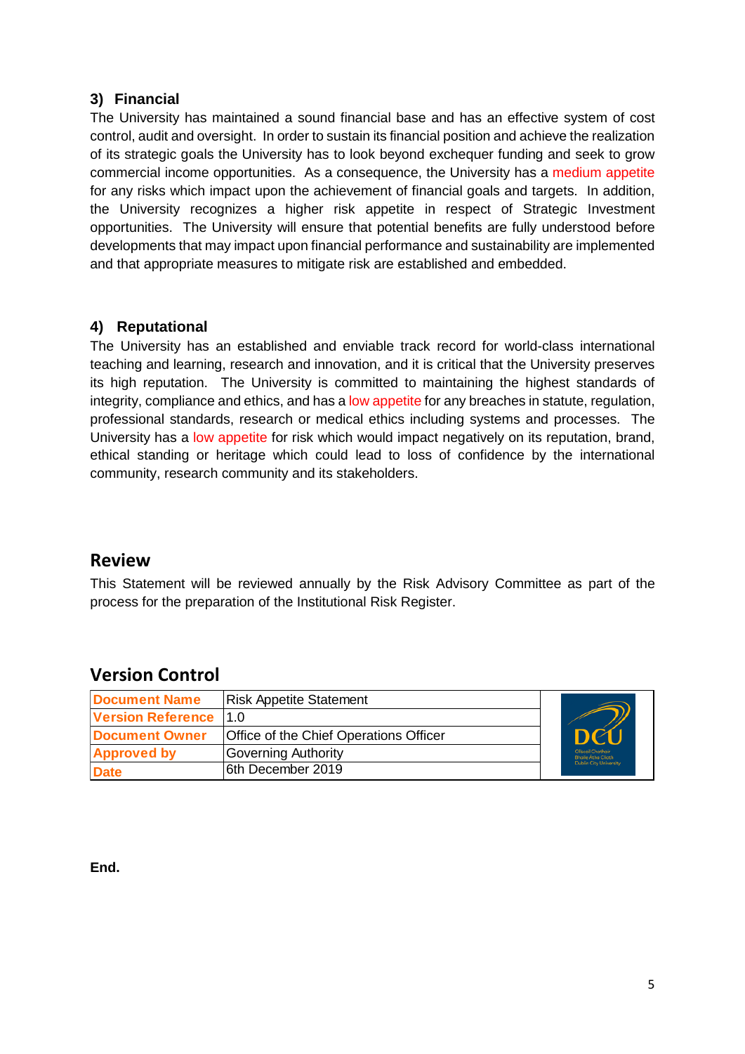### 3) Financial

The University has maintained a sound financial base and has an effective system of cost control, audit and oversight. In order to sustain its financial position and achieve the realization of its strategic goals the University has to look beyond exchequer funding and seek to grow commercial income opportunities. As a consequence, the University has a medium appetite for any risks which impact upon the achievement of financial goals and targets. In addition, the University recognizes a higher risk appetite in respect of Strategic Investment opportunities. The University will ensure that potential benefits are fully understood before developments that may impact upon financial performance and sustainability are implemented and that appropriate measures to mitigate risk are established and embedded.

### 4) Reputational

The University has an established and enviable track record for world-class international teaching and learning, research and innovation, and it is critical that the University preserves its high reputation. The University is committed to maintaining the highest standards of integrity, compliance and ethics, and has a low appetite for any breaches in statute, regulation, professional standards, research or medical ethics including systems and processes. The University has a low appetite for risk which would impact negatively on its reputation, brand, ethical standing or heritage which could lead to loss of confidence by the international community, research community and its stakeholders.

## Review

This Statement will be reviewed annually by the Risk Advisory Committee as part of the process for the preparation of the Institutional Risk Register.

## Version Control

| | |
|---|---|
| **Document Name** | Risk Appetite Statement |
| **Version Reference** | 1.0 |
| **Document Owner** | Office of the Chief Operations Officer |
| **Approved by** | Governing Authority |
| **Date** | 6th December 2019 |

**End.**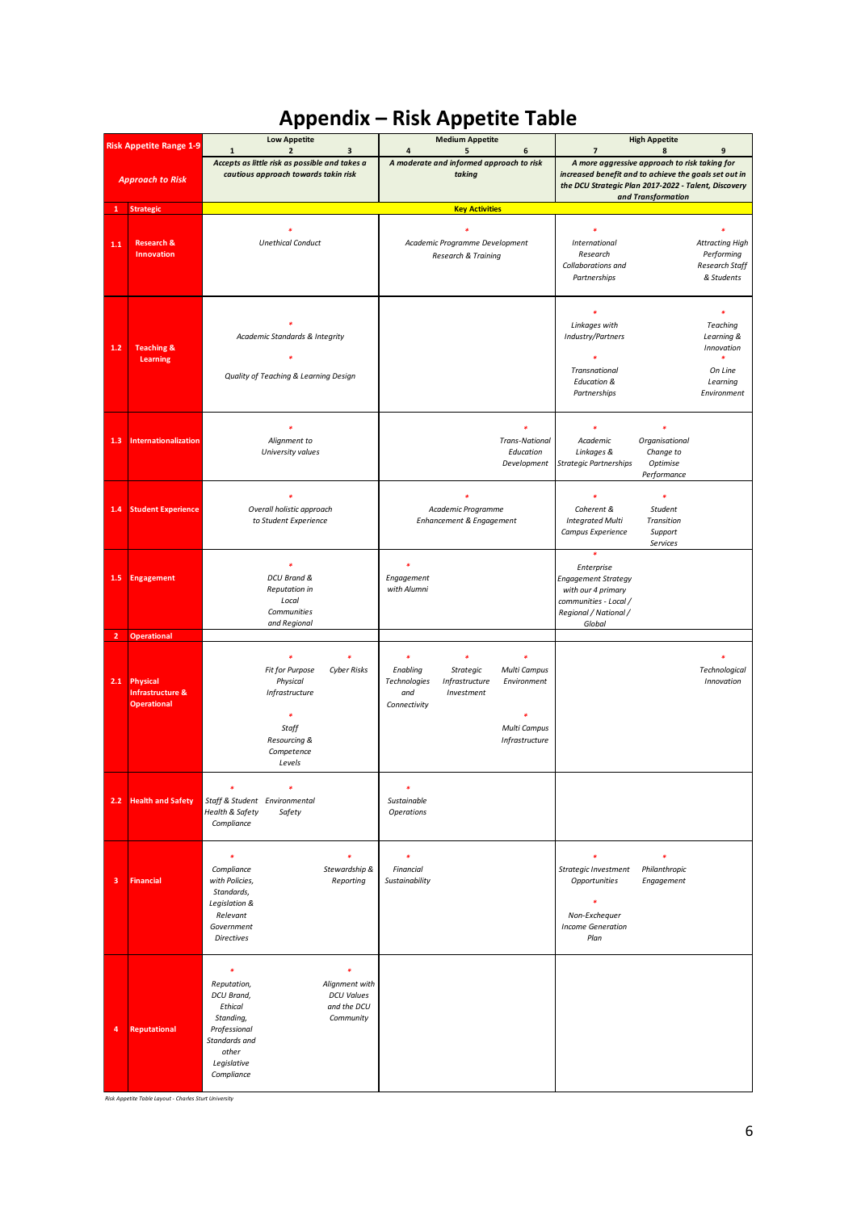# Appendix – Risk Appetite Table

| Risk Appetite Range 1-9 | | Low Appetite 1 | Low Appetite 2 | Low Appetite 3 | Medium Appetite 4 | Medium Appetite 5 | Medium Appetite 6 | High Appetite 7 | High Appetite 8 | High Appetite 9 |
|---|---|---|---|---|---|---|---|---|---|---|
| | **Approach to Risk** | *Accepts as little risk as possible and takes a cautious approach towards takin risk* | | | *A moderate and informed approach to risk taking* | | | *A more aggressive approach to risk taking for increased benefit and to achieve the goals set out in the DCU Strategic Plan 2017-2022 - Talent, Discovery and Transformation* | | |
| **1** | **Strategic** | **Key Activities** | | | | | | | | |
| **1.1** | **Research & Innovation** | | *Unethical Conduct* | | | *Academic Programme Development Research & Training* | | *International Research Collaborations and Partnerships* | | *Attracting High Performing Research Staff & Students* |
| **1.2** | **Teaching & Learning** | | *Academic Standards & Integrity*<br>*Quality of Teaching & Learning Design* | | | | | *Linkages with Industry/Partners*<br>*Transnational Education & Partnerships* | | *Teaching Learning & Innovation*<br>*On Line Learning Environment* |
| **1.3** | **Internationalization** | | *Alignment to University values* | | | | *Trans-National Education Development* | *Academic Linkages & Strategic Partnerships* | *Organisational Change to Optimise Performance* | |
| **1.4** | **Student Experience** | | *Overall holistic approach to Student Experience* | | | *Academic Programme Enhancement & Engagement* | | *Coherent & Integrated Multi Campus Experience* | *Student Transition Support Services* | |
| **1.5** | **Engagement** | | *DCU Brand & Reputation in Local Communities and Regional* | | *Engagement with Alumni* | | | *Enterprise Engagement Strategy with our 4 primary communities - Local / Regional / National / Global* | | |
| **2** | **Operational** | | | | | | | | | |
| **2.1** | **Physical Infrastructure & Operational** | | *Fit for Purpose Physical Infrastructure*<br>*Staff Resourcing & Competence Levels* | *Cyber Risks* | *Enabling Technologies and Connectivity* | *Strategic Infrastructure Investment* | *Multi Campus Environment*<br>*Multi Campus Infrastructure* | | | *Technological Innovation* |
| **2.2** | **Health and Safety** | *Staff & Student Health & Safety Compliance* | *Environmental Safety* | | *Sustainable Operations* | | | | | |
| **3** | **Financial** | *Compliance with Policies, Standards, Legislation & Relevant Government Directives* | | *Stewardship & Reporting* | *Financial Sustainability* | | | *Strategic Investment Opportunities*<br>*Non-Exchequer Income Generation Plan* | *Philanthropic Engagement* | |
| **4** | **Reputational** | *Reputation, DCU Brand, Ethical Standing, Professional Standards and other Legislative Compliance* | | *Alignment with DCU Values and the DCU Community* | | | | | | |

*Risk Appetite Table Layout - Charles Sturt University*